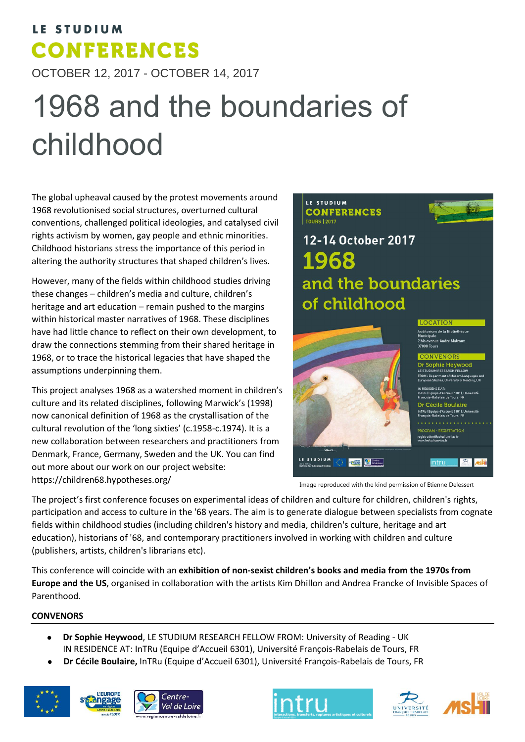LE STUDIUM

# CONFERENCES

OCTOBER 12, 2017 - OCTOBER 14, 2017

# 1968 and the boundaries of childhood

The global upheaval caused by the protest movements around 1968 revolutionised social structures, overturned cultural conventions, challenged political ideologies, and catalysed civil rights activism by women, gay people and ethnic minorities. Childhood historians stress the importance of this period in altering the authority structures that shaped children's lives.

However, many of the fields within childhood studies driving these changes – children's media and culture, children's heritage and art education – remain pushed to the margins within historical master narratives of 1968. These disciplines have had little chance to reflect on their own development, to draw the connections stemming from their shared heritage in 1968, or to trace the historical legacies that have shaped the assumptions underpinning them.

This project analyses 1968 as a watershed moment in children's culture and its related disciplines, following Marwick's (1998) now canonical definition of 1968 as the crystallisation of the cultural revolution of the 'long sixties' (c.1958-c.1974). It is a new collaboration between researchers and practitioners from Denmark, France, Germany, Sweden and the UK. You can find out more about our work on our project website: https://children68.hypotheses.org/

Image reproduced with the kind permission of Etienne Delessert

The project's first conference focuses on experimental ideas of children and culture for children, children's rights, participation and access to culture in the '68 years. The aim is to generate dialogue between specialists from cognate fields within childhood studies (including children's history and media, children's culture, heritage and art education), historians of '68, and contemporary practitioners involved in working with children and culture (publishers, artists, children's librarians etc).

This conference will coincide with an **exhibition of non-sexist children's books and media from the 1970s from Europe and the US**, organised in collaboration with the artists Kim Dhillon and Andrea Francke of Invisible Spaces of Parenthood.

**CONVENORS**

- **Dr Sophie Heywood**, LE STUDIUM RESEARCH FELLOW FROM: University of Reading - UK
  IN RESIDENCE AT: InTRu (Equipe d'Accueil 6301), Université François-Rabelais de Tours, FR
- **Dr Cécile Boulaire,** InTRu (Equipe d'Accueil 6301), Université François-Rabelais de Tours, FR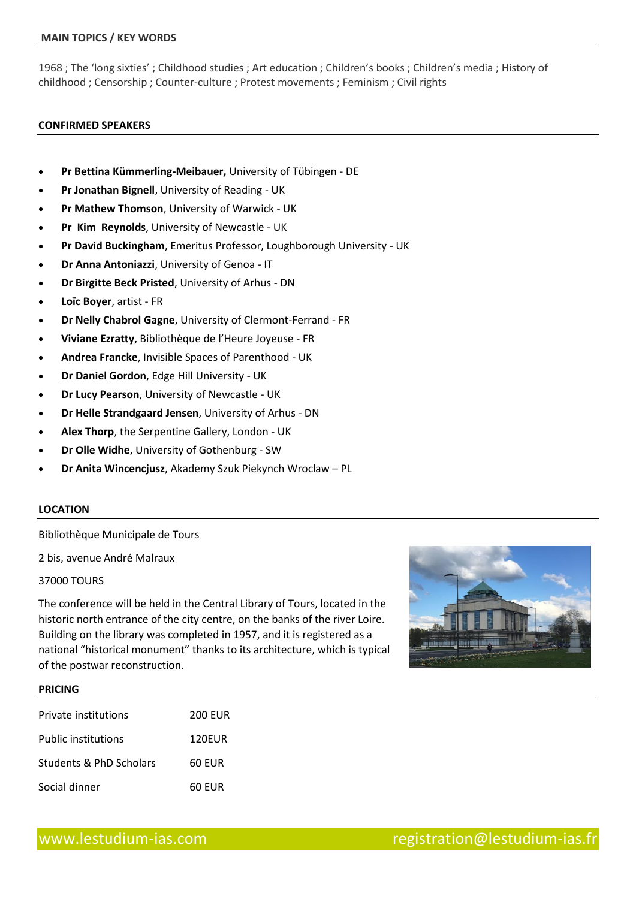## MAIN TOPICS / KEY WORDS

1968 ; The 'long sixties' ; Childhood studies ; Art education ; Children's books ; Children's media ; History of childhood ; Censorship ; Counter-culture ; Protest movements ; Feminism ; Civil rights

## CONFIRMED SPEAKERS

- **Pr Bettina Kümmerling-Meibauer,** University of Tübingen - DE
- **Pr Jonathan Bignell**, University of Reading - UK
- **Pr Mathew Thomson**, University of Warwick - UK
- **Pr Kim Reynolds**, University of Newcastle - UK
- **Pr David Buckingham**, Emeritus Professor, Loughborough University - UK
- **Dr Anna Antoniazzi**, University of Genoa - IT
- **Dr Birgitte Beck Pristed**, University of Arhus - DN
- **Loïc Boyer**, artist - FR
- **Dr Nelly Chabrol Gagne**, University of Clermont-Ferrand - FR
- **Viviane Ezratty**, Bibliothèque de l'Heure Joyeuse - FR
- **Andrea Francke**, Invisible Spaces of Parenthood - UK
- **Dr Daniel Gordon**, Edge Hill University - UK
- **Dr Lucy Pearson**, University of Newcastle - UK
- **Dr Helle Strandgaard Jensen**, University of Arhus - DN
- **Alex Thorp**, the Serpentine Gallery, London - UK
- **Dr Olle Widhe**, University of Gothenburg - SW
- **Dr Anita Wincencjusz**, Akademy Szuk Piekynch Wroclaw – PL

## LOCATION

Bibliothèque Municipale de Tours

2 bis, avenue André Malraux

37000 TOURS

The conference will be held in the Central Library of Tours, located in the historic north entrance of the city centre, on the banks of the river Loire. Building on the library was completed in 1957, and it is registered as a national "historical monument" thanks to its architecture, which is typical of the postwar reconstruction.

## PRICING

| | |
|---|---|
| Private institutions | 200 EUR |
| Public institutions | 120EUR |
| Students & PhD Scholars | 60 EUR |
| Social dinner | 60 EUR |

www.lestudium-ias.com registration@lestudium-ias.fr